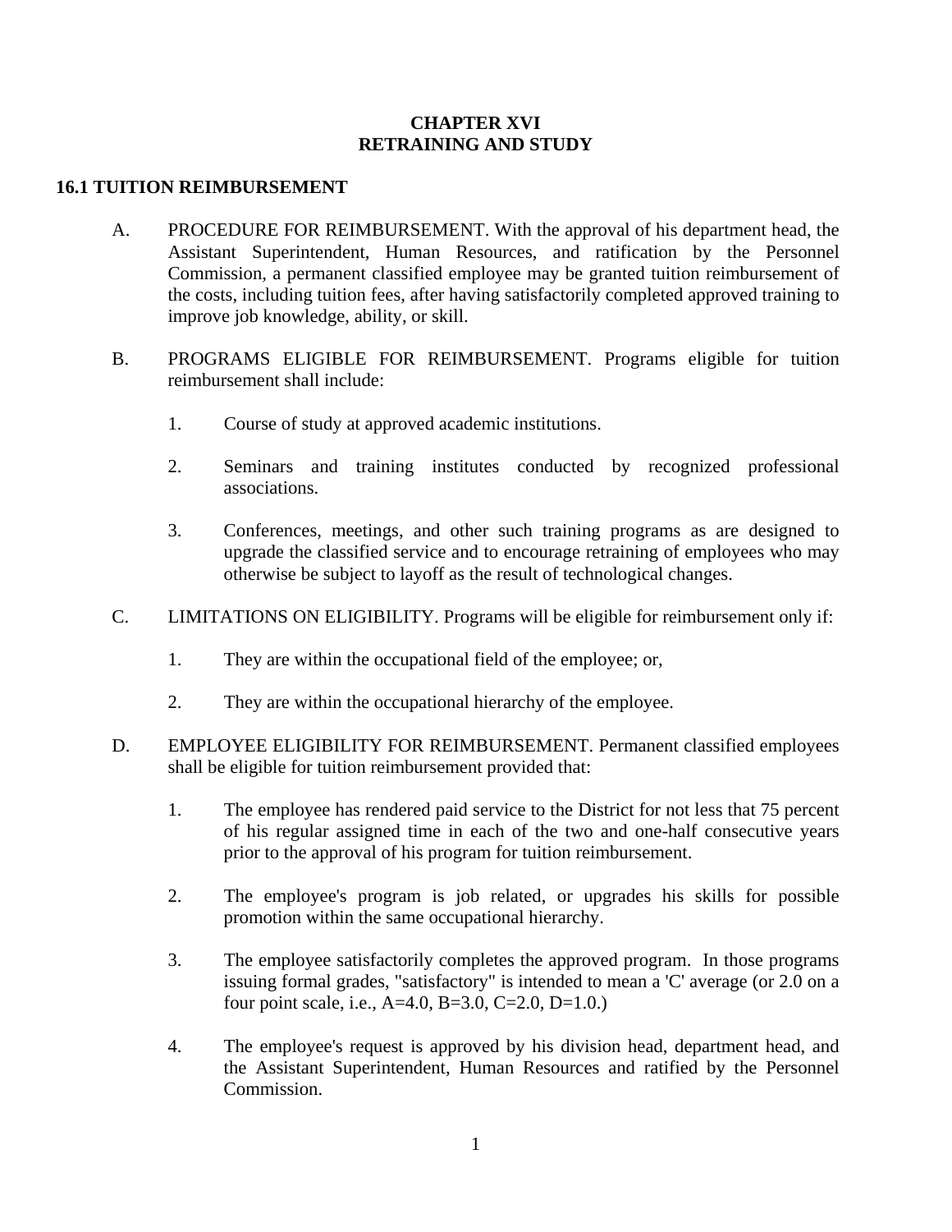# CHAPTER XVI
# RETRAINING AND STUDY

## 16.1 TUITION REIMBURSEMENT

A. PROCEDURE FOR REIMBURSEMENT. With the approval of his department head, the Assistant Superintendent, Human Resources, and ratification by the Personnel Commission, a permanent classified employee may be granted tuition reimbursement of the costs, including tuition fees, after having satisfactorily completed approved training to improve job knowledge, ability, or skill.

B. PROGRAMS ELIGIBLE FOR REIMBURSEMENT. Programs eligible for tuition reimbursement shall include:

   1. Course of study at approved academic institutions.

   2. Seminars and training institutes conducted by recognized professional associations.

   3. Conferences, meetings, and other such training programs as are designed to upgrade the classified service and to encourage retraining of employees who may otherwise be subject to layoff as the result of technological changes.

C. LIMITATIONS ON ELIGIBILITY. Programs will be eligible for reimbursement only if:

   1. They are within the occupational field of the employee; or,

   2. They are within the occupational hierarchy of the employee.

D. EMPLOYEE ELIGIBILITY FOR REIMBURSEMENT. Permanent classified employees shall be eligible for tuition reimbursement provided that:

   1. The employee has rendered paid service to the District for not less that 75 percent of his regular assigned time in each of the two and one-half consecutive years prior to the approval of his program for tuition reimbursement.

   2. The employee's program is job related, or upgrades his skills for possible promotion within the same occupational hierarchy.

   3. The employee satisfactorily completes the approved program. In those programs issuing formal grades, "satisfactory" is intended to mean a 'C' average (or 2.0 on a four point scale, i.e., A=4.0, B=3.0, C=2.0, D=1.0.)

   4. The employee's request is approved by his division head, department head, and the Assistant Superintendent, Human Resources and ratified by the Personnel Commission.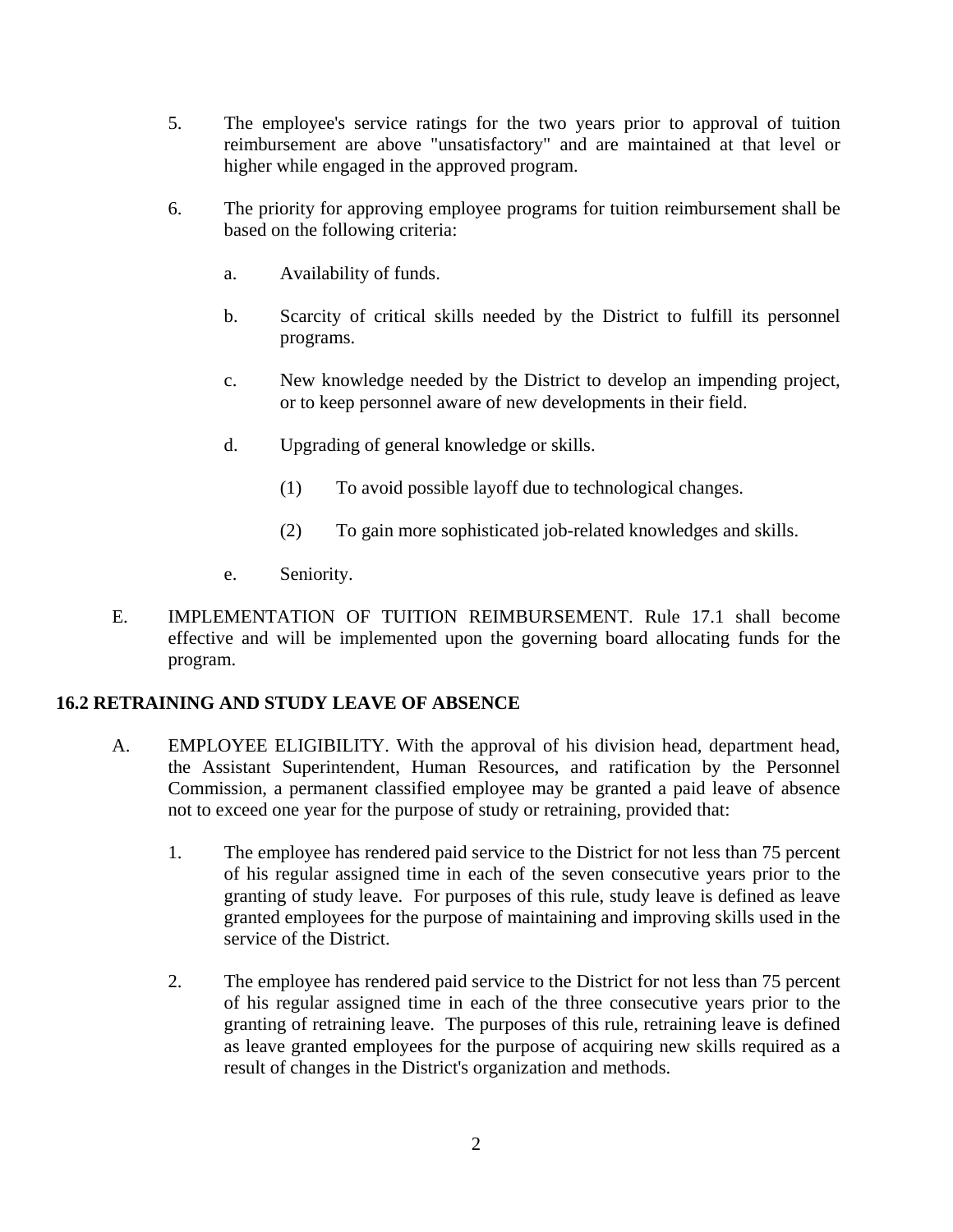5. The employee's service ratings for the two years prior to approval of tuition reimbursement are above "unsatisfactory" and are maintained at that level or higher while engaged in the approved program.

6. The priority for approving employee programs for tuition reimbursement shall be based on the following criteria:

   a. Availability of funds.

   b. Scarcity of critical skills needed by the District to fulfill its personnel programs.

   c. New knowledge needed by the District to develop an impending project, or to keep personnel aware of new developments in their field.

   d. Upgrading of general knowledge or skills.

      (1) To avoid possible layoff due to technological changes.

      (2) To gain more sophisticated job-related knowledges and skills.

   e. Seniority.

E. IMPLEMENTATION OF TUITION REIMBURSEMENT. Rule 17.1 shall become effective and will be implemented upon the governing board allocating funds for the program.

**16.2 RETRAINING AND STUDY LEAVE OF ABSENCE**

A. EMPLOYEE ELIGIBILITY. With the approval of his division head, department head, the Assistant Superintendent, Human Resources, and ratification by the Personnel Commission, a permanent classified employee may be granted a paid leave of absence not to exceed one year for the purpose of study or retraining, provided that:

1. The employee has rendered paid service to the District for not less than 75 percent of his regular assigned time in each of the seven consecutive years prior to the granting of study leave. For purposes of this rule, study leave is defined as leave granted employees for the purpose of maintaining and improving skills used in the service of the District.

2. The employee has rendered paid service to the District for not less than 75 percent of his regular assigned time in each of the three consecutive years prior to the granting of retraining leave. The purposes of this rule, retraining leave is defined as leave granted employees for the purpose of acquiring new skills required as a result of changes in the District's organization and methods.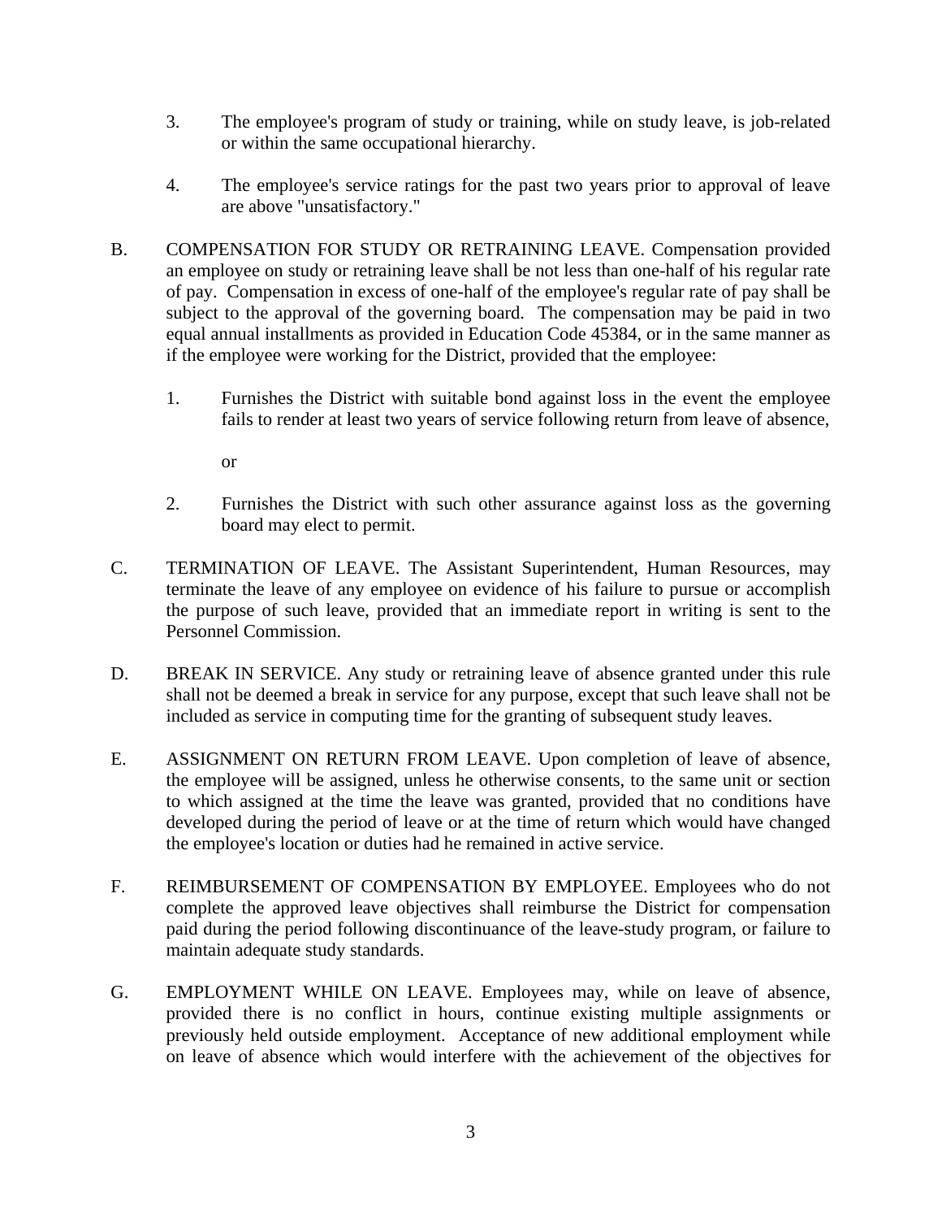3. The employee's program of study or training, while on study leave, is job-related or within the same occupational hierarchy.

4. The employee's service ratings for the past two years prior to approval of leave are above "unsatisfactory."

B. COMPENSATION FOR STUDY OR RETRAINING LEAVE. Compensation provided an employee on study or retraining leave shall be not less than one-half of his regular rate of pay. Compensation in excess of one-half of the employee's regular rate of pay shall be subject to the approval of the governing board. The compensation may be paid in two equal annual installments as provided in Education Code 45384, or in the same manner as if the employee were working for the District, provided that the employee:

   1. Furnishes the District with suitable bond against loss in the event the employee fails to render at least two years of service following return from leave of absence,

      or

   2. Furnishes the District with such other assurance against loss as the governing board may elect to permit.

C. TERMINATION OF LEAVE. The Assistant Superintendent, Human Resources, may terminate the leave of any employee on evidence of his failure to pursue or accomplish the purpose of such leave, provided that an immediate report in writing is sent to the Personnel Commission.

D. BREAK IN SERVICE. Any study or retraining leave of absence granted under this rule shall not be deemed a break in service for any purpose, except that such leave shall not be included as service in computing time for the granting of subsequent study leaves.

E. ASSIGNMENT ON RETURN FROM LEAVE. Upon completion of leave of absence, the employee will be assigned, unless he otherwise consents, to the same unit or section to which assigned at the time the leave was granted, provided that no conditions have developed during the period of leave or at the time of return which would have changed the employee's location or duties had he remained in active service.

F. REIMBURSEMENT OF COMPENSATION BY EMPLOYEE. Employees who do not complete the approved leave objectives shall reimburse the District for compensation paid during the period following discontinuance of the leave-study program, or failure to maintain adequate study standards.

G. EMPLOYMENT WHILE ON LEAVE. Employees may, while on leave of absence, provided there is no conflict in hours, continue existing multiple assignments or previously held outside employment. Acceptance of new additional employment while on leave of absence which would interfere with the achievement of the objectives for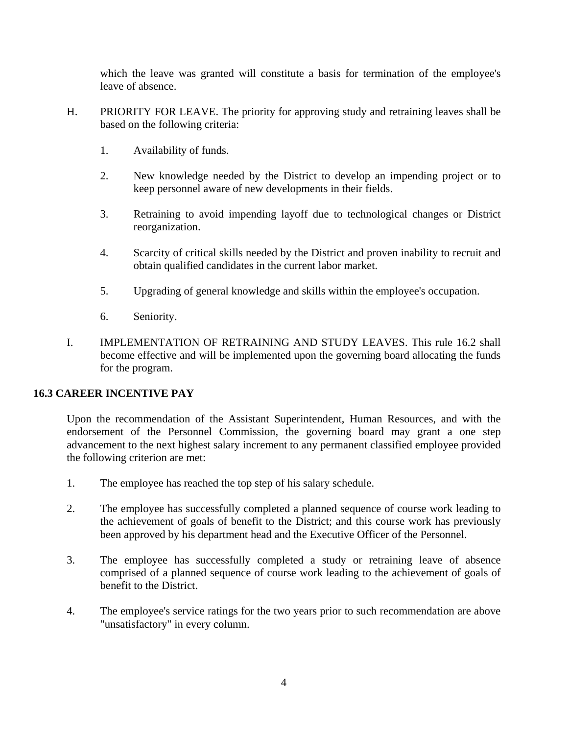which the leave was granted will constitute a basis for termination of the employee's leave of absence.

H. PRIORITY FOR LEAVE. The priority for approving study and retraining leaves shall be based on the following criteria:

  1. Availability of funds.

  2. New knowledge needed by the District to develop an impending project or to keep personnel aware of new developments in their fields.

  3. Retraining to avoid impending layoff due to technological changes or District reorganization.

  4. Scarcity of critical skills needed by the District and proven inability to recruit and obtain qualified candidates in the current labor market.

  5. Upgrading of general knowledge and skills within the employee's occupation.

  6. Seniority.

I. IMPLEMENTATION OF RETRAINING AND STUDY LEAVES. This rule 16.2 shall become effective and will be implemented upon the governing board allocating the funds for the program.

## 16.3 CAREER INCENTIVE PAY

Upon the recommendation of the Assistant Superintendent, Human Resources, and with the endorsement of the Personnel Commission, the governing board may grant a one step advancement to the next highest salary increment to any permanent classified employee provided the following criterion are met:

1. The employee has reached the top step of his salary schedule.

2. The employee has successfully completed a planned sequence of course work leading to the achievement of goals of benefit to the District; and this course work has previously been approved by his department head and the Executive Officer of the Personnel.

3. The employee has successfully completed a study or retraining leave of absence comprised of a planned sequence of course work leading to the achievement of goals of benefit to the District.

4. The employee's service ratings for the two years prior to such recommendation are above "unsatisfactory" in every column.